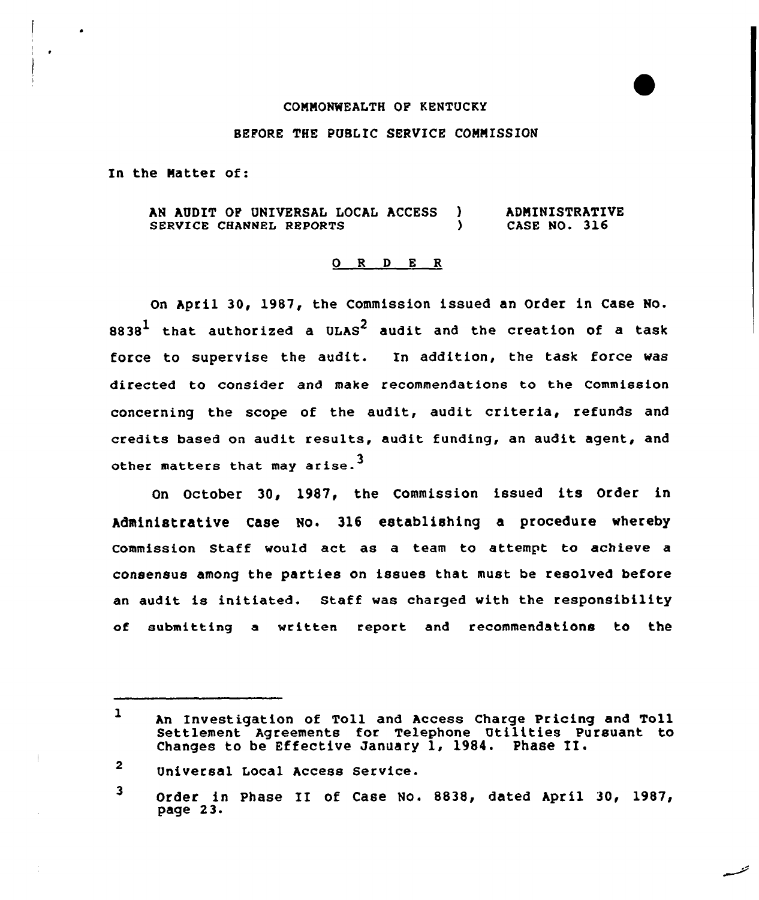COMMONWEALTH OF KENTUCKY

BEFORE THE PUBLIC SERVICE COMMISSION

In the Matter of:

| | | |
|---|---|---|
| AN AUDIT OF UNIVERSAL LOCAL ACCESS SERVICE CHANNEL REPORTS | ) ) | ADMINISTRATIVE CASE NO. 316 |

O R D E R

On April 30, 1987, the Commission issued an Order in Case No. 8838[1] that authorized a ULAS[2] audit and the creation of a task force to supervise the audit. In addition, the task force was directed to consider and make recommendations to the Commission concerning the scope of the audit, audit criteria, refunds and credits based on audit results, audit funding, an audit agent, and other matters that may arise.[3]

On October 30, 1987, the Commission issued its Order in Administrative Case No. 316 establishing a procedure whereby Commission Staff would act as a team to attempt to achieve a consensus among the parties on issues that must be resolved before an audit is initiated. Staff was charged with the responsibility of submitting a written report and recommendations to the

---

1 An Investigation of Toll and Access Charge Pricing and Toll Settlement Agreements for Telephone Utilities Pursuant to Changes to be Effective January 1, 1984. Phase II.

2 Universal Local Access Service.

3 Order in Phase II of Case No. 8838, dated April 30, 1987, page 23.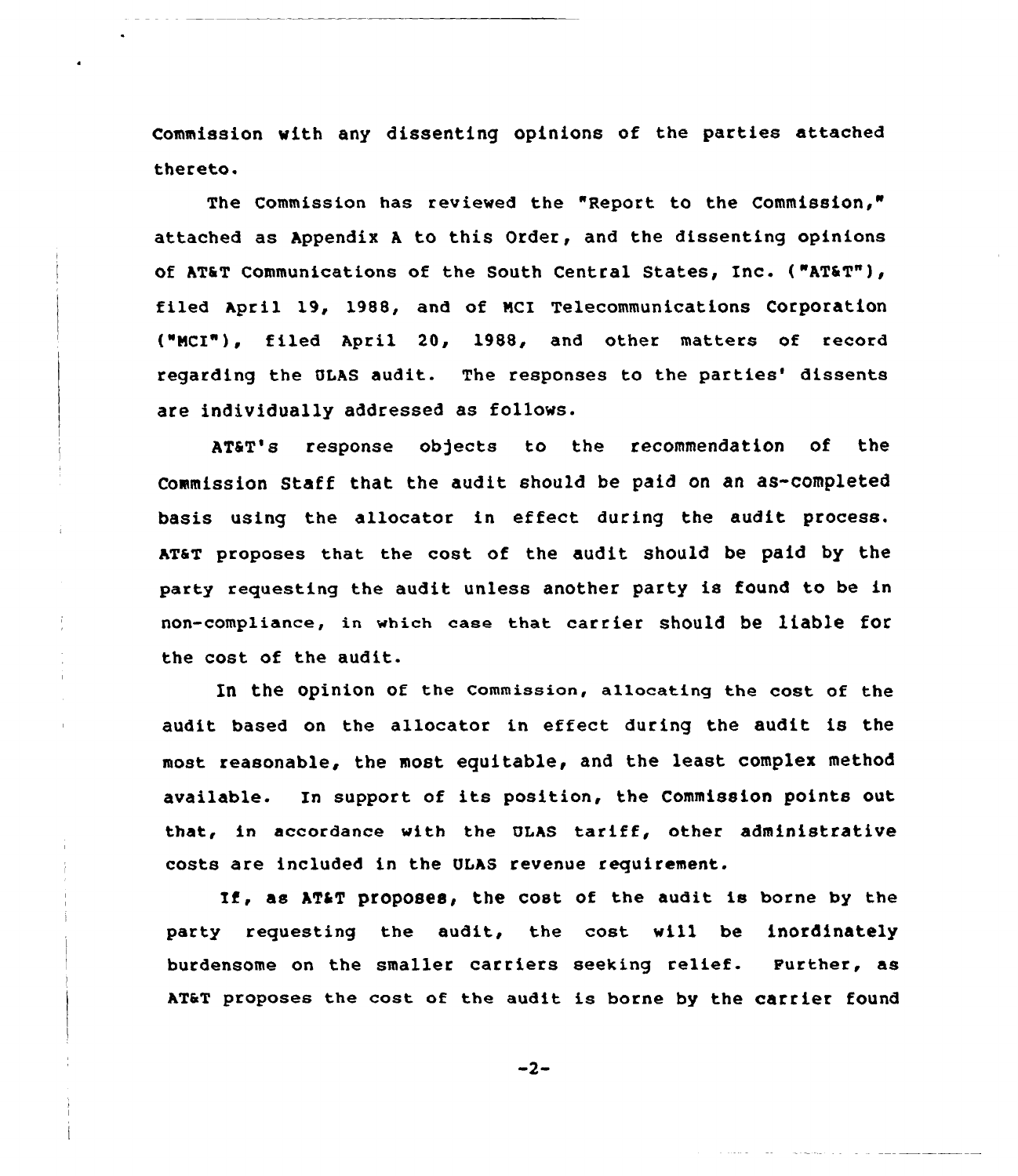Commission with any dissenting opinions of the parties attached thereto.

The Commission has reviewed the "Report to the Commission," attached as Appendix A to this Order, and the dissenting opinions of AT&T Communications of the South Central States, Inc. ("AT&T"), filed April 19, 1988, and of MCI Telecommunications Corporation ("MCI"), filed April 20, 1988, and other matters of record regarding the ULAS audit. The responses to the parties' dissents are individually addressed as follows.

AT&T's response objects to the recommendation of the Commission Staff that the audit should be paid on an as-completed basis using the allocator in effect during the audit process. AT&T proposes that the cost of the audit should be paid by the party requesting the audit unless another party is found to be in non-compliance, in which case that carrier should be liable for the cost of the audit.

In the opinion of the Commission, allocating the cost of the audit based on the allocator in effect during the audit is the most reasonable, the most equitable, and the least complex method available. In support of its position, the Commission points out that, in accordance with the ULAS tariff, other administrative costs are included in the ULAS revenue requirement.

If, as AT&T proposes, the cost of the audit is borne by the party requesting the audit, the cost will be inordinately burdensome on the smaller carriers seeking relief. Further, as AT&T proposes the cost of the audit is borne by the carrier found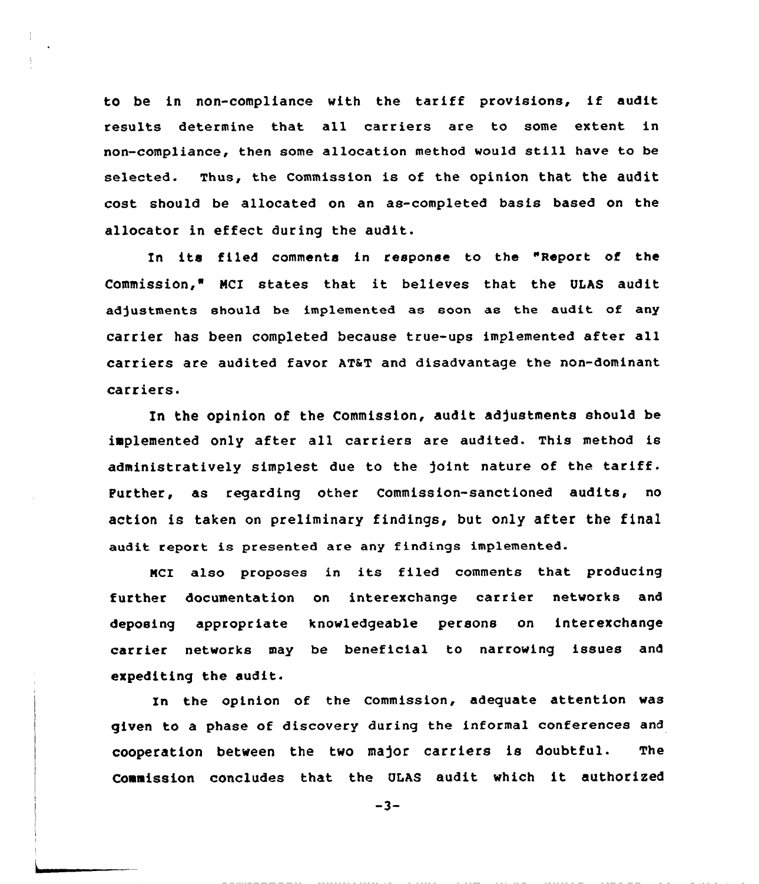to be in non-compliance with the tariff provisions, if audit results determine that all carriers are to some extent in non-compliance, then some allocation method would still have to be selected. Thus, the Commission is of the opinion that the audit cost should be allocated on an as-completed basis based on the allocator in effect during the audit.

In its filed comments in response to the "Report of the Commission," MCI states that it believes that the ULAS audit adjustments should be implemented as soon as the audit of any carrier has been completed because true-ups implemented after all carriers are audited favor AT&T and disadvantage the non-dominant carriers.

In the opinion of the Commission, audit adjustments should be implemented only after all carriers are audited. This method is administratively simplest due to the joint nature of the tariff. Further, as regarding other Commission-sanctioned audits, no action is taken on preliminary findings, but only after the final audit report is presented are any findings implemented.

MCI also proposes in its filed comments that producing further documentation on interexchange carrier networks and deposing appropriate knowledgeable persons on interexchange carrier networks may be beneficial to narrowing issues and expediting the audit.

In the opinion of the Commission, adequate attention was given to a phase of discovery during the informal conferences and cooperation between the two major carriers is doubtful. The Commission concludes that the ULAS audit which it authorized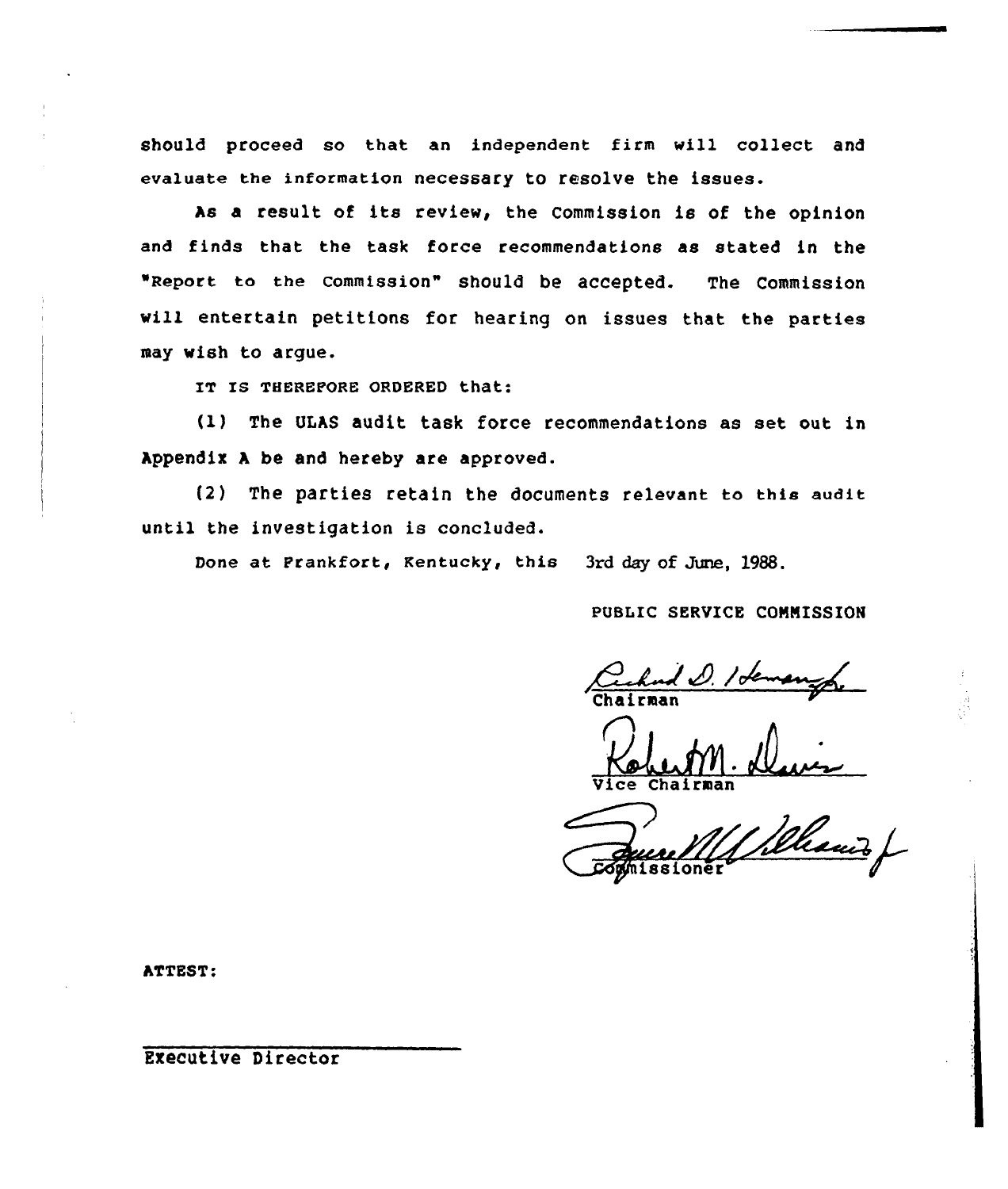should proceed so that an independent firm will collect and evaluate the information necessary to resolve the issues.

As a result of its review, the Commission is of the opinion and finds that the task force recommendations as stated in the "Report to the Commission" should be accepted. The Commission will entertain petitions for hearing on issues that the parties may wish to argue.

IT IS THEREFORE ORDERED that:

(1) The ULAS audit task force recommendations as set out in Appendix A be and hereby are approved.

(2) The parties retain the documents relevant to this audit until the investigation is concluded.

Done at Frankfort, Kentucky, this 3rd day of June, 1988.

PUBLIC SERVICE COMMISSION

Chairman

Vice Chairman

Commissioner

ATTEST:

Executive Director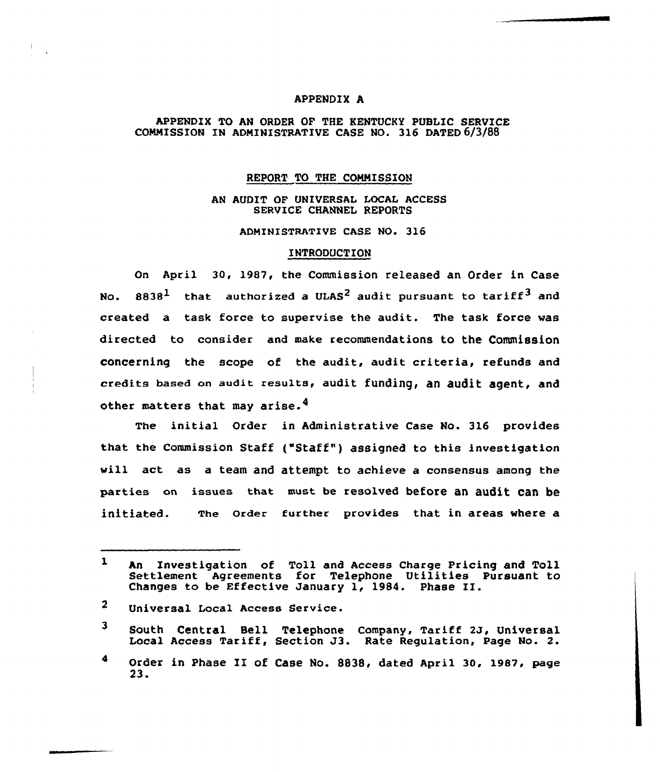APPENDIX A

APPENDIX TO AN ORDER OF THE KENTUCKY PUBLIC SERVICE COMMISSION IN ADMINISTRATIVE CASE NO. 316 DATED 6/3/88

# REPORT TO THE COMMISSION

## AN AUDIT OF UNIVERSAL LOCAL ACCESS SERVICE CHANNEL REPORTS

## ADMINISTRATIVE CASE NO. 316

### INTRODUCTION

On April 30, 1987, the Commission released an Order in Case No. 8838[1] that authorized a ULAS[2] audit pursuant to tariff[3] and created a task force to supervise the audit. The task force was directed to consider and make recommendations to the Commission concerning the scope of the audit, audit criteria, refunds and credits based on audit results, audit funding, an audit agent, and other matters that may arise.[4]

The initial Order in Administrative Case No. 316 provides that the Commission Staff ("Staff") assigned to this investigation will act as a team and attempt to achieve a consensus among the parties on issues that must be resolved before an audit can be initiated. The Order further provides that in areas where a

---

[1] An Investigation of Toll and Access Charge Pricing and Toll Settlement Agreements for Telephone Utilities Pursuant to Changes to be Effective January 1, 1984. Phase II.

[2] Universal Local Access Service.

[3] South Central Bell Telephone Company, Tariff 2J, Universal Local Access Tariff, Section J3. Rate Regulation, Page No. 2.

[4] Order in Phase II of Case No. 8838, dated April 30, 1987, page 23.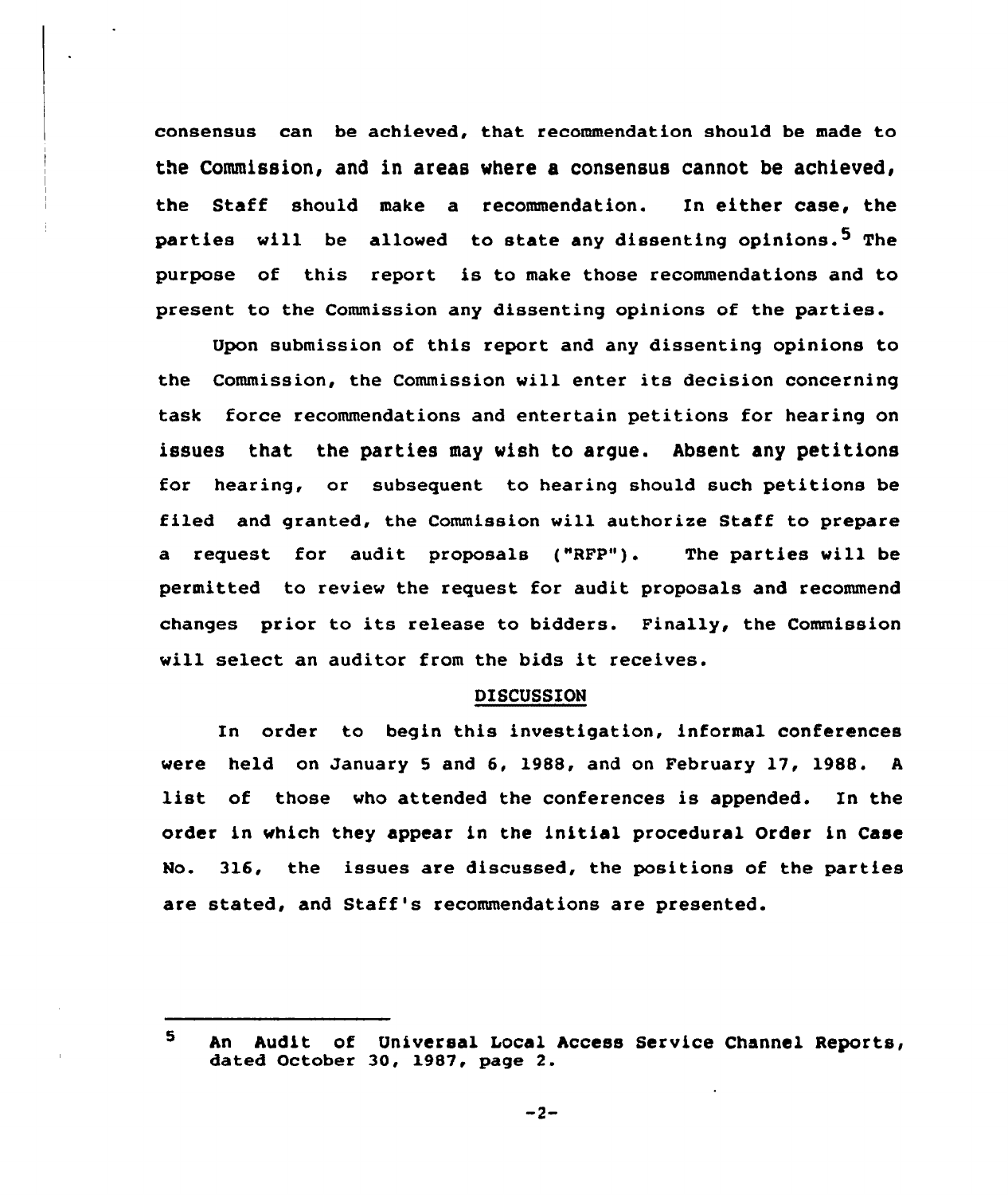consensus can be achieved, that recommendation should be made to the Commission, and in areas where a consensus cannot be achieved, the Staff should make a recommendation. In either case, the parties will be allowed to state any dissenting opinions.[5] The purpose of this report is to make those recommendations and to present to the Commission any dissenting opinions of the parties.

Upon submission of this report and any dissenting opinions to the Commission, the Commission will enter its decision concerning task force recommendations and entertain petitions for hearing on issues that the parties may wish to argue. Absent any petitions for hearing, or subsequent to hearing should such petitions be filed and granted, the Commission will authorize Staff to prepare a request for audit proposals ("RFP"). The parties will be permitted to review the request for audit proposals and recommend changes prior to its release to bidders. Finally, the Commission will select an auditor from the bids it receives.

## DISCUSSION

In order to begin this investigation, informal conferences were held on January 5 and 6, 1988, and on February 17, 1988. A list of those who attended the conferences is appended. In the order in which they appear in the initial procedural Order in Case No. 316, the issues are discussed, the positions of the parties are stated, and Staff's recommendations are presented.

---

[5] An Audit of Universal Local Access Service Channel Reports, dated October 30, 1987, page 2.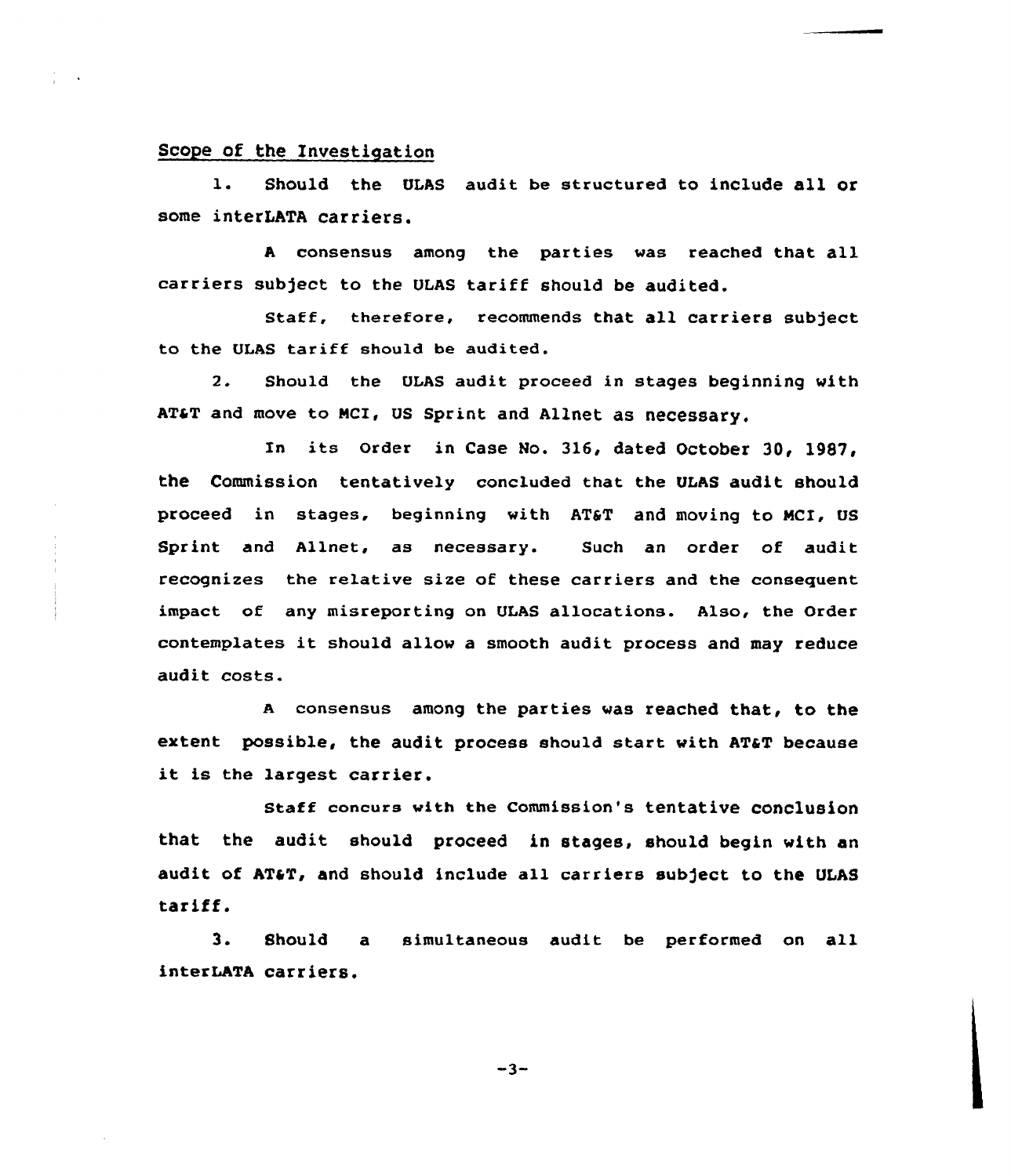Scope of the Investigation

1. Should the ULAS audit be structured to include all or some interLATA carriers.

A consensus among the parties was reached that all carriers subject to the ULAS tariff should be audited.

Staff, therefore, recommends that all carriers subject to the ULAS tariff should be audited.

2. Should the ULAS audit proceed in stages beginning with AT&T and move to MCI, US Sprint and Allnet as necessary.

In its Order in Case No. 316, dated October 30, 1987, the Commission tentatively concluded that the ULAS audit should proceed in stages, beginning with AT&T and moving to MCI, US Sprint and Allnet, as necessary. Such an order of audit recognizes the relative size of these carriers and the consequent impact of any misreporting on ULAS allocations. Also, the Order contemplates it should allow a smooth audit process and may reduce audit costs.

A consensus among the parties was reached that, to the extent possible, the audit process should start with AT&T because it is the largest carrier.

Staff concurs with the Commission's tentative conclusion that the audit should proceed in stages, should begin with an audit of AT&T, and should include all carriers subject to the ULAS tariff.

3. Should a simultaneous audit be performed on all interLATA carriers.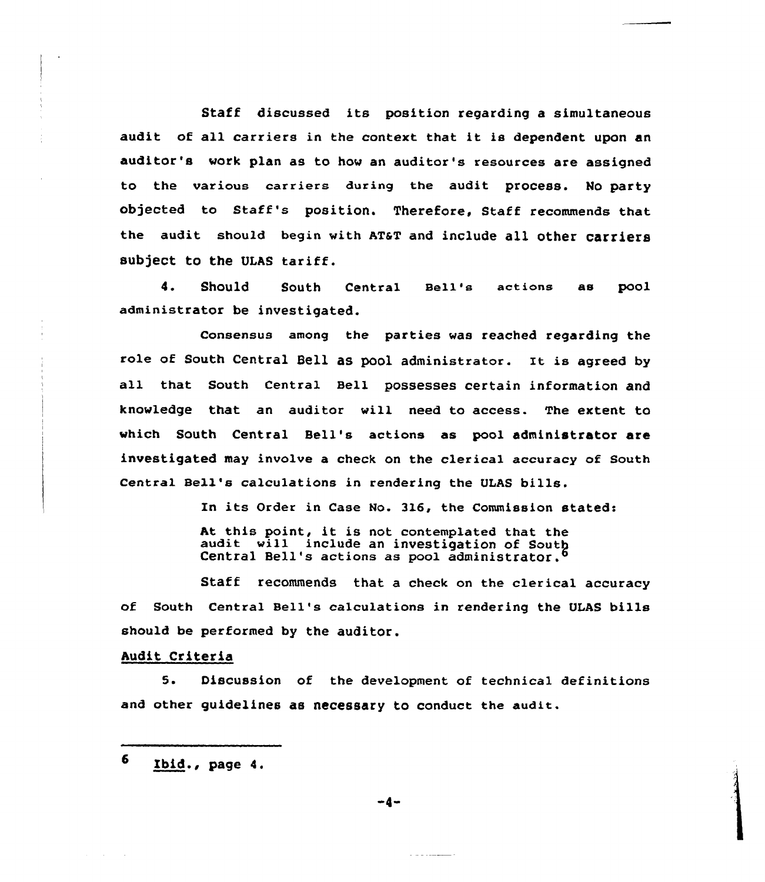Staff discussed its position regarding a simultaneous audit of all carriers in the context that it is dependent upon an auditor's work plan as to how an auditor's resources are assigned to the various carriers during the audit process. No party objected to Staff's position. Therefore, Staff recommends that the audit should begin with AT&T and include all other carriers subject to the ULAS tariff.

4. Should South Central Bell's actions as pool administrator be investigated.

Consensus among the parties was reached regarding the role of South Central Bell as pool administrator. It is agreed by all that South Central Bell possesses certain information and knowledge that an auditor will need to access. The extent to which South Central Bell's actions as pool administrator are investigated may involve a check on the clerical accuracy of South Central Bell's calculations in rendering the ULAS bills.

In its Order in Case No. 316, the Commission stated:

> At this point, it is not contemplated that the audit will include an investigation of South Central Bell's actions as pool administrator.[6]

Staff recommends that a check on the clerical accuracy of South Central Bell's calculations in rendering the ULAS bills should be performed by the auditor.

Audit Criteria

5. Discussion of the development of technical definitions and other guidelines as necessary to conduct the audit.

---

6 Ibid., page 4.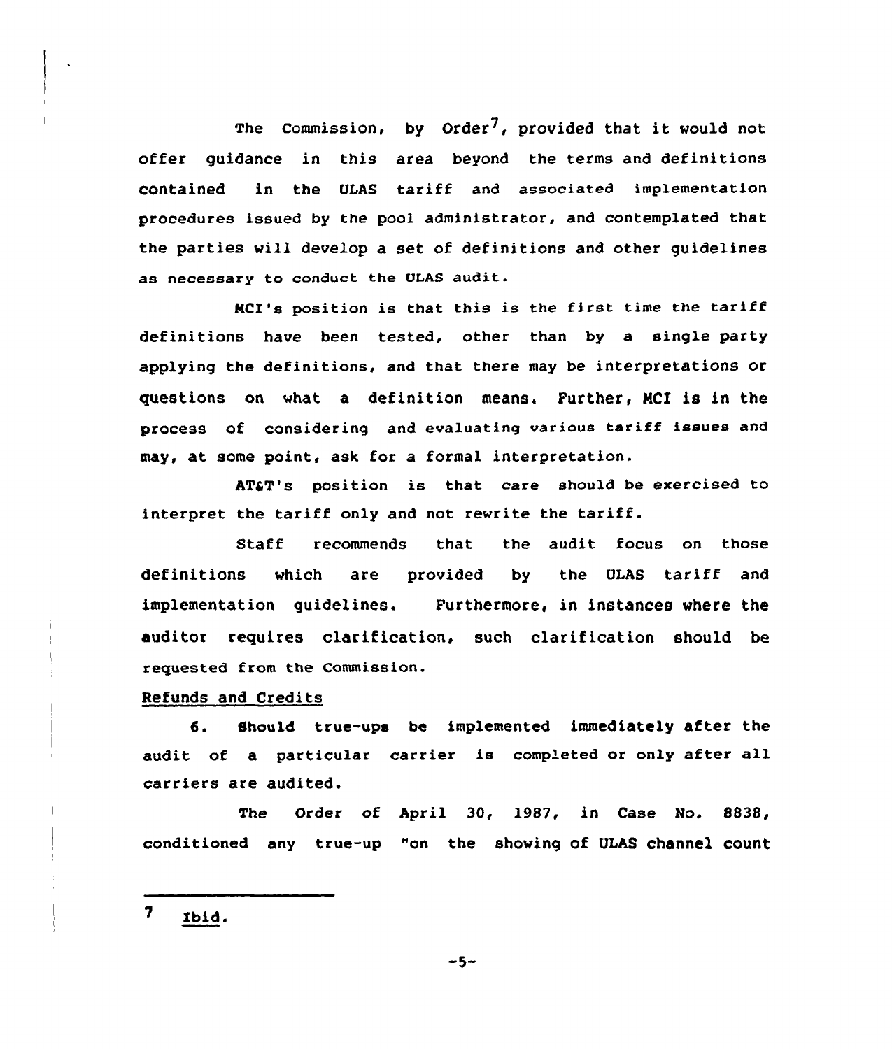The Commission, by Order[7], provided that it would not offer guidance in this area beyond the terms and definitions contained in the ULAS tariff and associated implementation procedures issued by the pool administrator, and contemplated that the parties will develop a set of definitions and other guidelines as necessary to conduct the ULAS audit.

MCI's position is that this is the first time the tariff definitions have been tested, other than by a single party applying the definitions, and that there may be interpretations or questions on what a definition means. Further, MCI is in the process of considering and evaluating various tariff issues and may, at some point, ask for a formal interpretation.

AT&T's position is that care should be exercised to interpret the tariff only and not rewrite the tariff.

Staff recommends that the audit focus on those definitions which are provided by the ULAS tariff and implementation guidelines. Furthermore, in instances where the auditor requires clarification, such clarification should be requested from the Commission.

Refunds and Credits

6. Should true-ups be implemented immediately after the audit of a particular carrier is completed or only after all carriers are audited.

The Order of April 30, 1987, in Case No. 8838, conditioned any true-up "on the showing of ULAS channel count

---

[7] Ibid.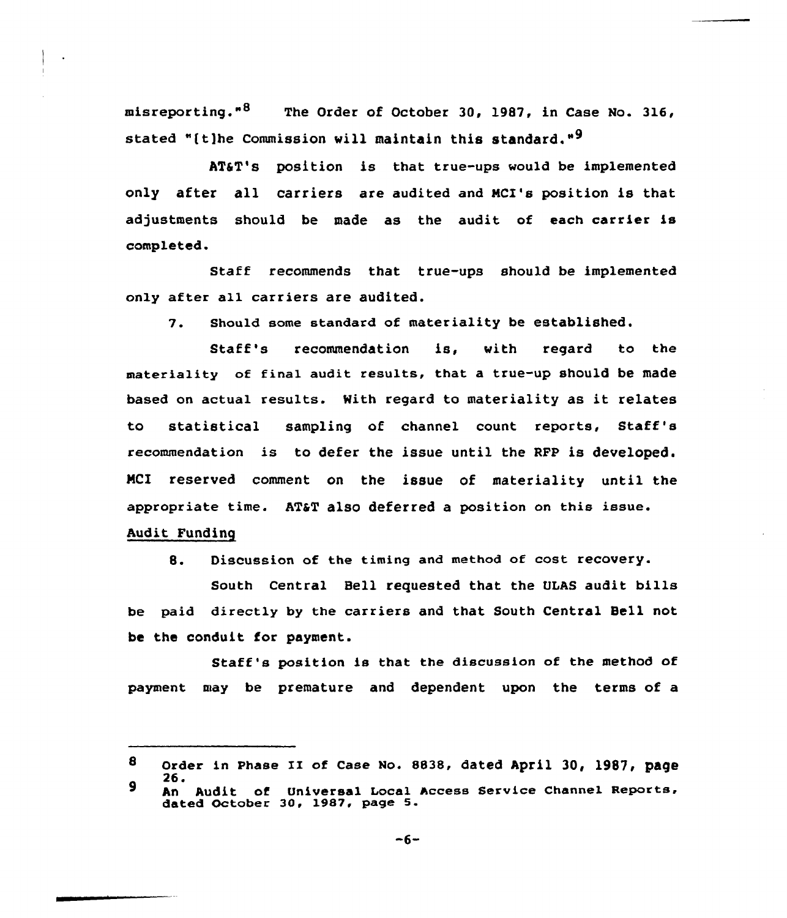misreporting."[8] The Order of October 30, 1987, in Case No. 316, stated "[t]he Commission will maintain this standard."[9]

AT&T's position is that true-ups would be implemented only after all carriers are audited and MCI's position is that adjustments should be made as the audit of each carrier is completed.

Staff recommends that true-ups should be implemented only after all carriers are audited.

7. Should some standard of materiality be established.

Staff's recommendation is, with regard to the materiality of final audit results, that a true-up should be made based on actual results. With regard to materiality as it relates to statistical sampling of channel count reports, Staff's recommendation is to defer the issue until the RFP is developed. MCI reserved comment on the issue of materiality until the appropriate time. AT&T also deferred a position on this issue.

Audit Funding

8. Discussion of the timing and method of cost recovery.

South Central Bell requested that the ULAS audit bills be paid directly by the carriers and that South Central Bell not be the conduit for payment.

Staff's position is that the discussion of the method of payment may be premature and dependent upon the terms of a

---

[8] Order in Phase II of Case No. 8838, dated April 30, 1987, page 26.

[9] An Audit of Universal Local Access Service Channel Reports, dated October 30, 1987, page 5.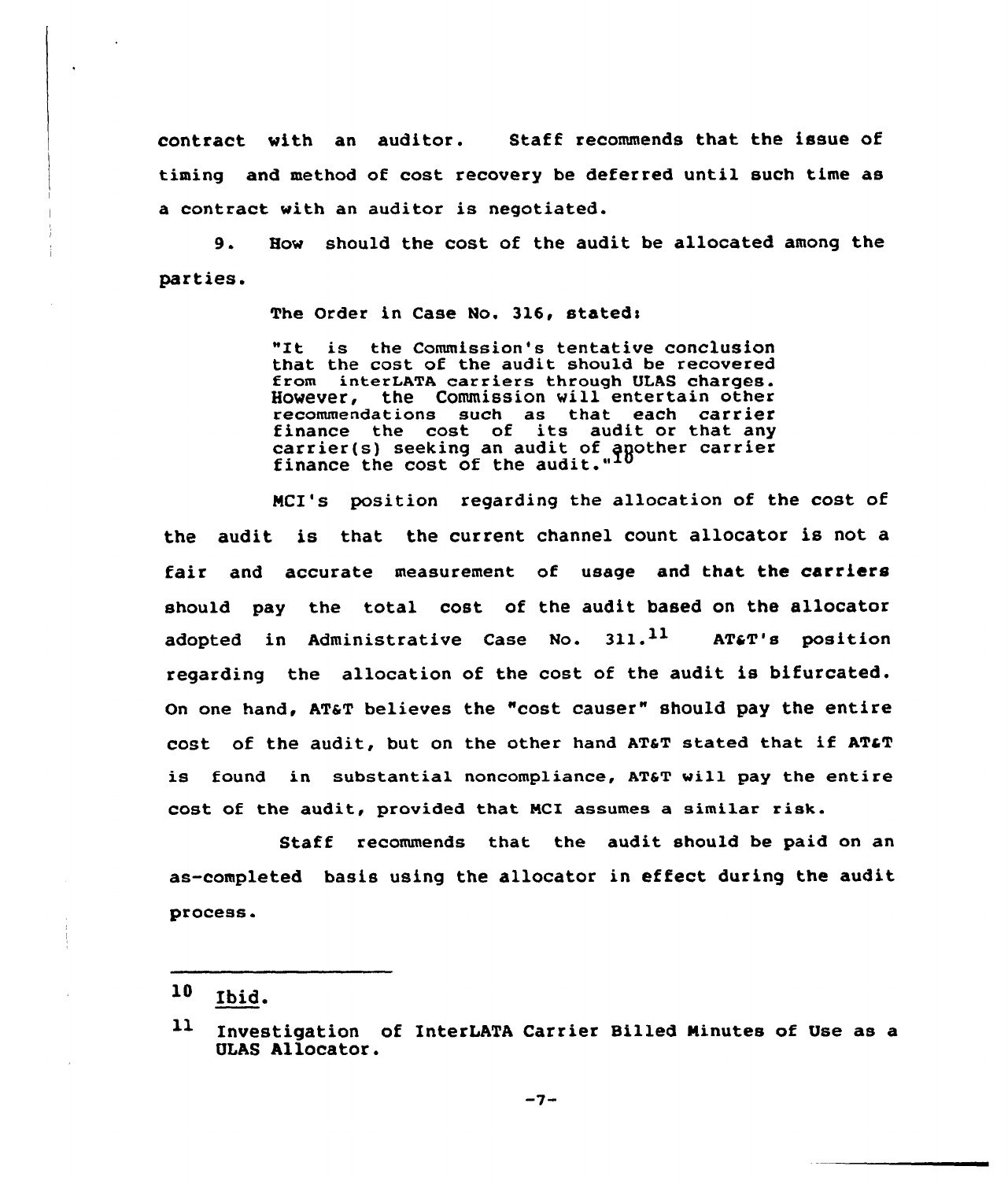contract with an auditor. Staff recommends that the issue of timing and method of cost recovery be deferred until such time as a contract with an auditor is negotiated.

9. How should the cost of the audit be allocated among the parties.

The Order in Case No. 316, stated:

> "It is the Commission's tentative conclusion that the cost of the audit should be recovered from interLATA carriers through ULAS charges. However, the Commission will entertain other recommendations such as that each carrier finance the cost of its audit or that any carrier(s) seeking an audit of another carrier finance the cost of the audit."[10]

MCI's position regarding the allocation of the cost of the audit is that the current channel count allocator is not a fair and accurate measurement of usage and that the carriers should pay the total cost of the audit based on the allocator adopted in Administrative Case No. 311.[11] AT&T's position regarding the allocation of the cost of the audit is bifurcated. On one hand, AT&T believes the "cost causer" should pay the entire cost of the audit, but on the other hand AT&T stated that if AT&T is found in substantial noncompliance, AT&T will pay the entire cost of the audit, provided that MCI assumes a similar risk.

Staff recommends that the audit should be paid on an as-completed basis using the allocator in effect during the audit process.

---

[10] Ibid.

[11] Investigation of InterLATA Carrier Billed Minutes of Use as a ULAS Allocator.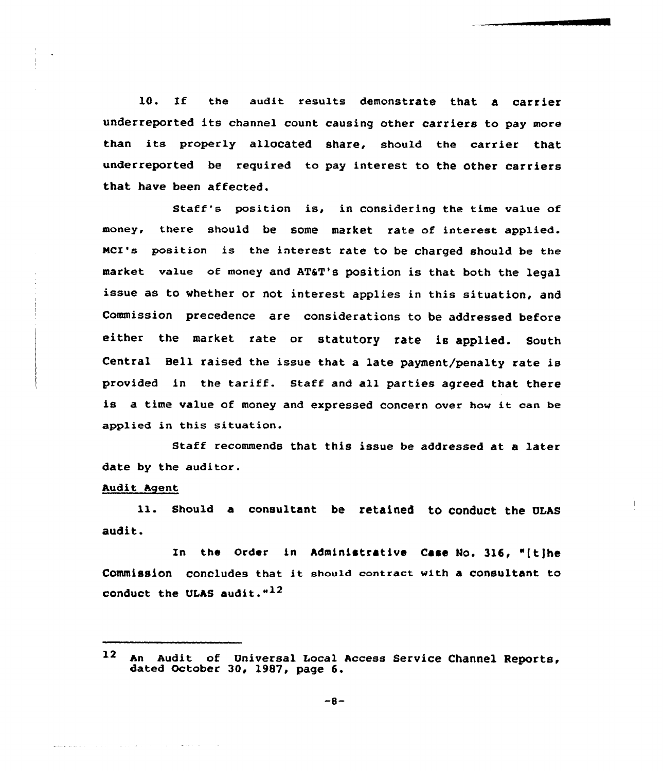10. If the audit results demonstrate that a carrier underreported its channel count causing other carriers to pay more than its properly allocated share, should the carrier that underreported be required to pay interest to the other carriers that have been affected.

Staff's position is, in considering the time value of money, there should be some market rate of interest applied. MCI's position is the interest rate to be charged should be the market value of money and AT&T's position is that both the legal issue as to whether or not interest applies in this situation, and Commission precedence are considerations to be addressed before either the market rate or statutory rate is applied. South Central Bell raised the issue that a late payment/penalty rate is provided in the tariff. Staff and all parties agreed that there is a time value of money and expressed concern over how it can be applied in this situation.

Staff recommends that this issue be addressed at a later date by the auditor.

<u>Audit Agent</u>

11. Should a consultant be retained to conduct the ULAS audit.

In the Order in Administrative Case No. 316, "[t]he Commission concludes that it should contract with a consultant to conduct the ULAS audit."[12]

---

[12] An Audit of Universal Local Access Service Channel Reports, dated October 30, 1987, page 6.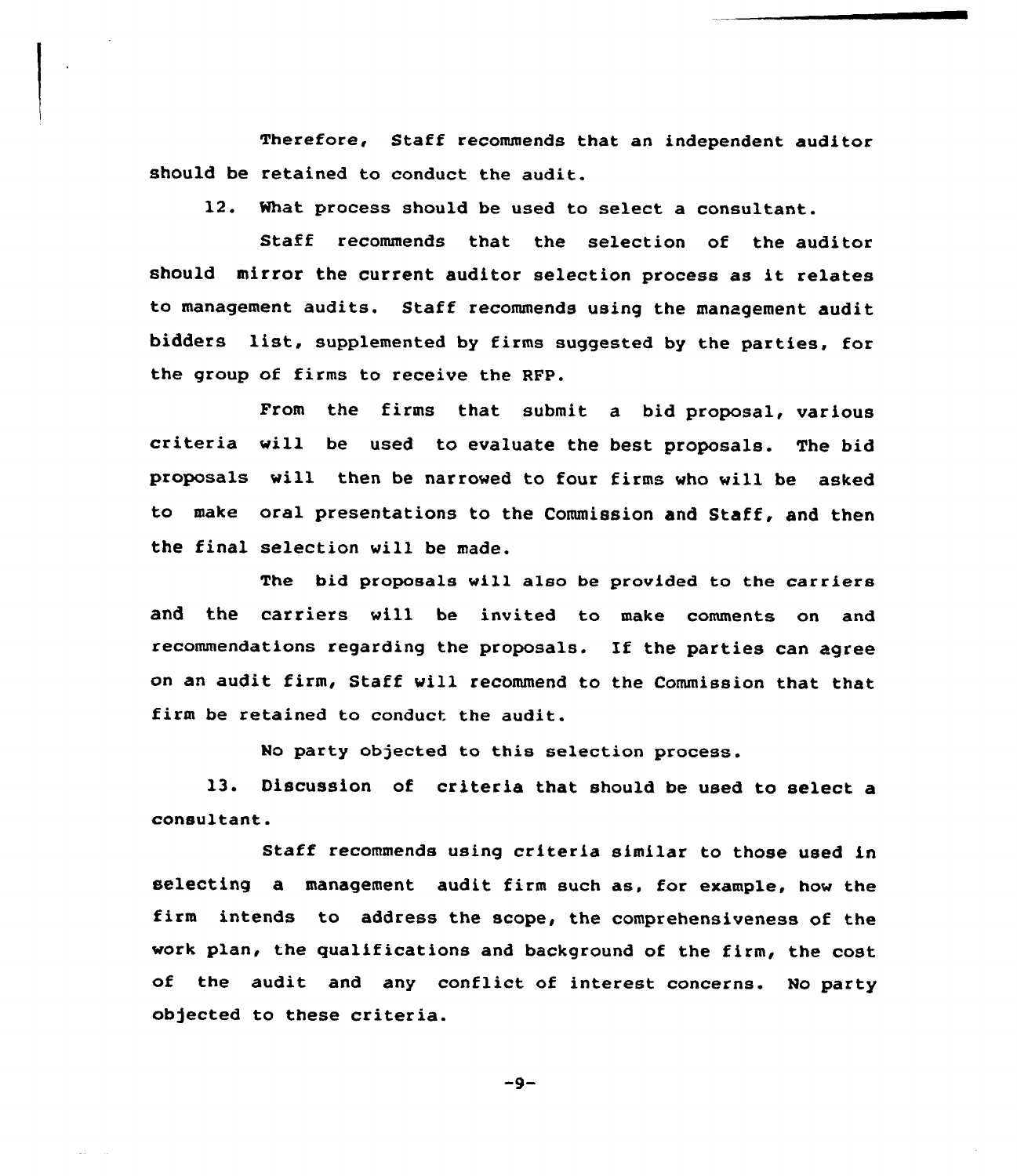Therefore, Staff recommends that an independent auditor should be retained to conduct the audit.

12. What process should be used to select a consultant.

Staff recommends that the selection of the auditor should mirror the current auditor selection process as it relates to management audits. Staff recommends using the management audit bidders list, supplemented by firms suggested by the parties, for the group of firms to receive the RFP.

From the firms that submit a bid proposal, various criteria will be used to evaluate the best proposals. The bid proposals will then be narrowed to four firms who will be asked to make oral presentations to the Commission and Staff, and then the final selection will be made.

The bid proposals will also be provided to the carriers and the carriers will be invited to make comments on and recommendations regarding the proposals. If the parties can agree on an audit firm, Staff will recommend to the Commission that that firm be retained to conduct the audit.

No party objected to this selection process.

13. Discussion of criteria that should be used to select a consultant.

Staff recommends using criteria similar to those used in selecting a management audit firm such as, for example, how the firm intends to address the scope, the comprehensiveness of the work plan, the qualifications and background of the firm, the cost of the audit and any conflict of interest concerns. No party objected to these criteria.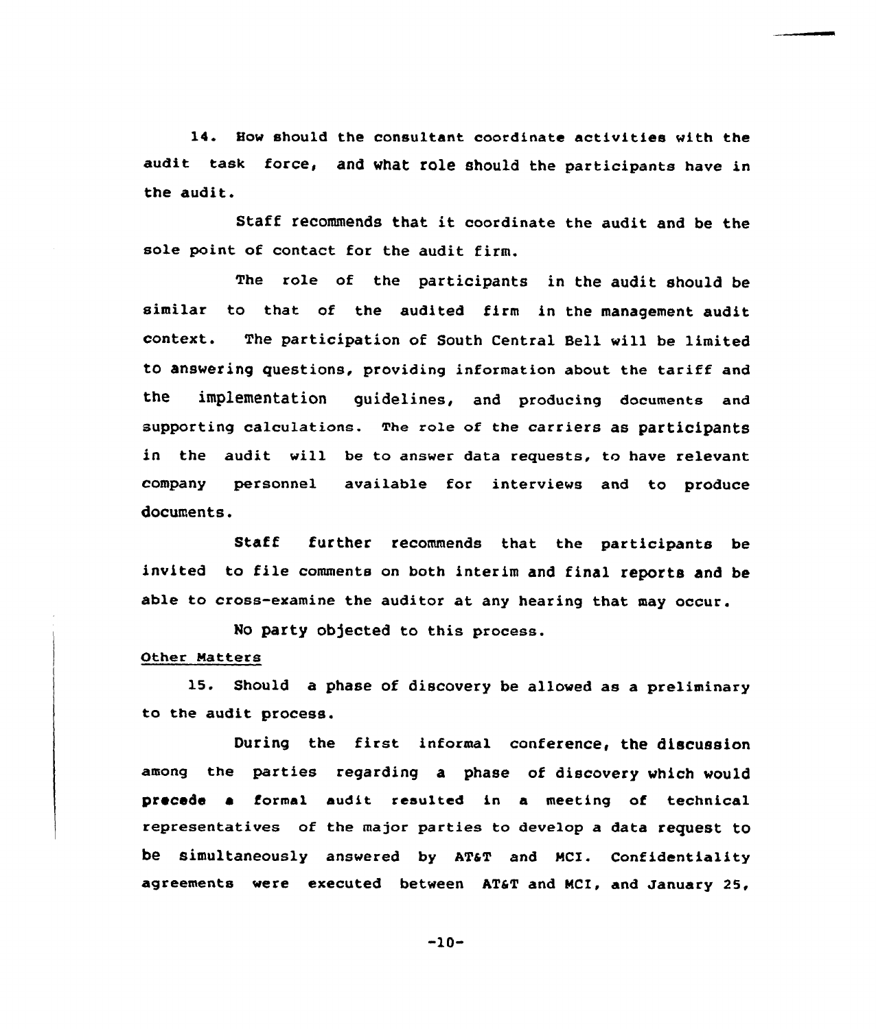14. How should the consultant coordinate activities with the audit task force, and what role should the participants have in the audit.

Staff recommends that it coordinate the audit and be the sole point of contact for the audit firm.

The role of the participants in the audit should be similar to that of the audited firm in the management audit context. The participation of South Central Bell will be limited to answering questions, providing information about the tariff and the implementation guidelines, and producing documents and supporting calculations. The role of the carriers as participants in the audit will be to answer data requests, to have relevant company personnel available for interviews and to produce documents.

Staff further recommends that the participants be invited to file comments on both interim and final reports and be able to cross-examine the auditor at any hearing that may occur.

No party objected to this process.

Other Matters

15. Should a phase of discovery be allowed as a preliminary to the audit process.

During the first informal conference, the discussion among the parties regarding a phase of discovery which would precede a formal audit resulted in a meeting of technical representatives of the major parties to develop a data request to be simultaneously answered by AT&T and MCI. Confidentiality agreements were executed between AT&T and MCI, and January 25,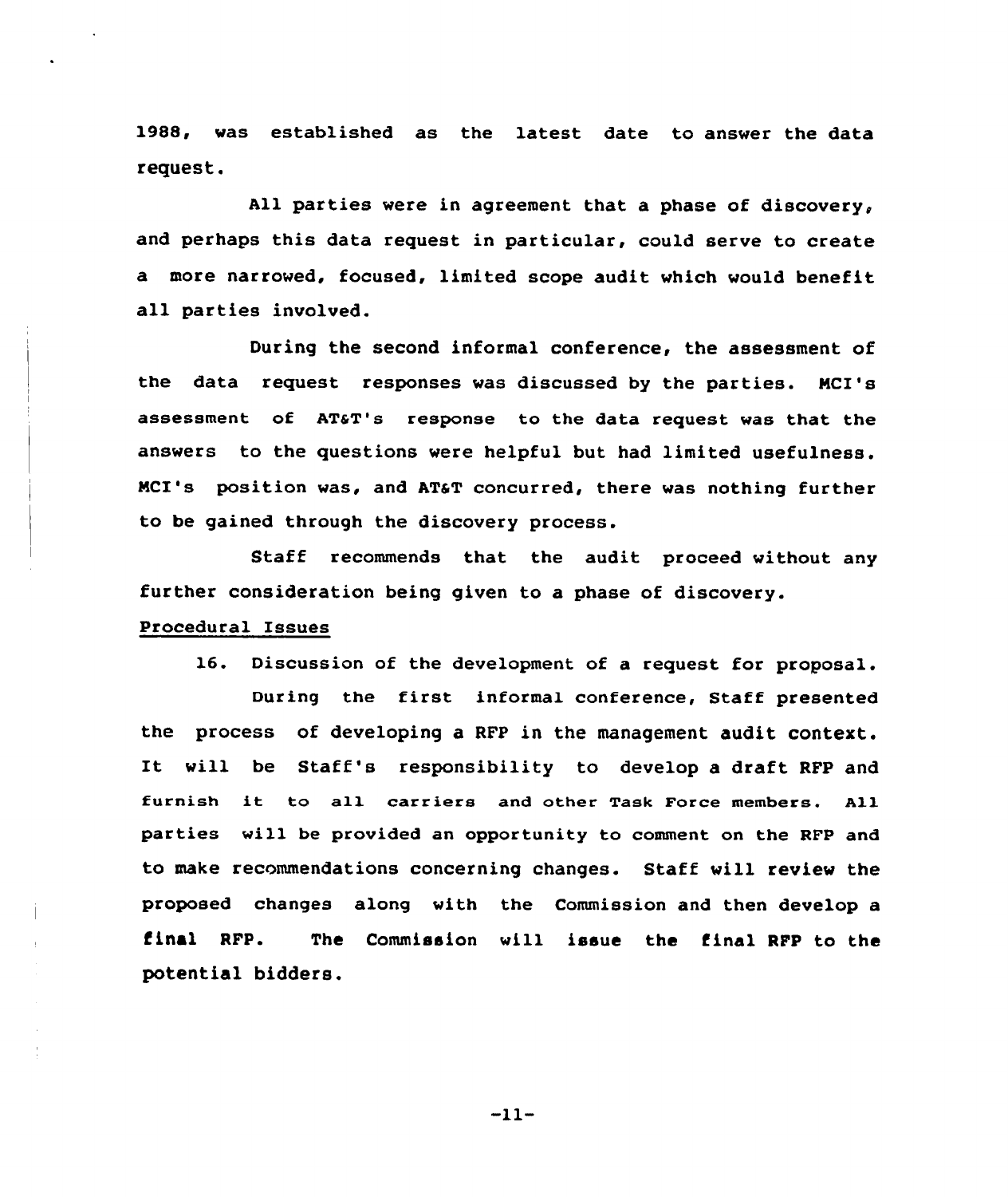1988, was established as the latest date to answer the data request.

All parties were in agreement that a phase of discovery, and perhaps this data request in particular, could serve to create a more narrowed, focused, limited scope audit which would benefit all parties involved.

During the second informal conference, the assessment of the data request responses was discussed by the parties. MCI's assessment of AT&T's response to the data request was that the answers to the questions were helpful but had limited usefulness. MCI's position was, and AT&T concurred, there was nothing further to be gained through the discovery process.

Staff recommends that the audit proceed without any further consideration being given to a phase of discovery.

Procedural Issues

16. Discussion of the development of a request for proposal.

During the first informal conference, Staff presented the process of developing a RFP in the management audit context. It will be Staff's responsibility to develop a draft RFP and furnish it to all carriers and other Task Force members. All parties will be provided an opportunity to comment on the RFP and to make recommendations concerning changes. Staff will review the proposed changes along with the Commission and then develop a final RFP. The Commission will issue the final RFP to the potential bidders.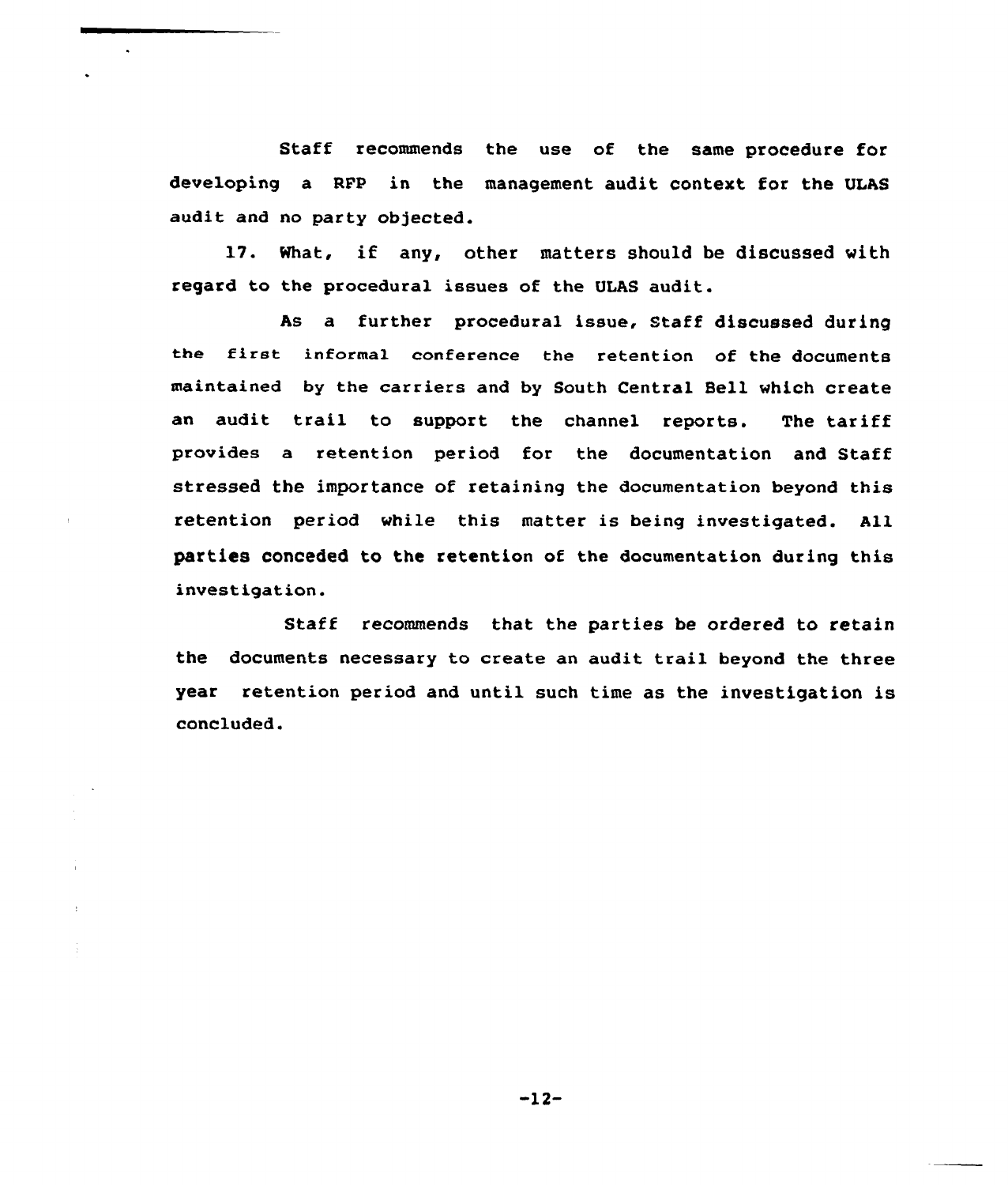Staff recommends the use of the same procedure for developing a RFP in the management audit context for the ULAS audit and no party objected.

17. What, if any, other matters should be discussed with regard to the procedural issues of the ULAS audit.

As a further procedural issue, Staff discussed during the first informal conference the retention of the documents maintained by the carriers and by South Central Bell which create an audit trail to support the channel reports. The tariff provides a retention period for the documentation and Staff stressed the importance of retaining the documentation beyond this retention period while this matter is being investigated. All parties conceded to the retention of the documentation during this investigation.

Staff recommends that the parties be ordered to retain the documents necessary to create an audit trail beyond the three year retention period and until such time as the investigation is concluded.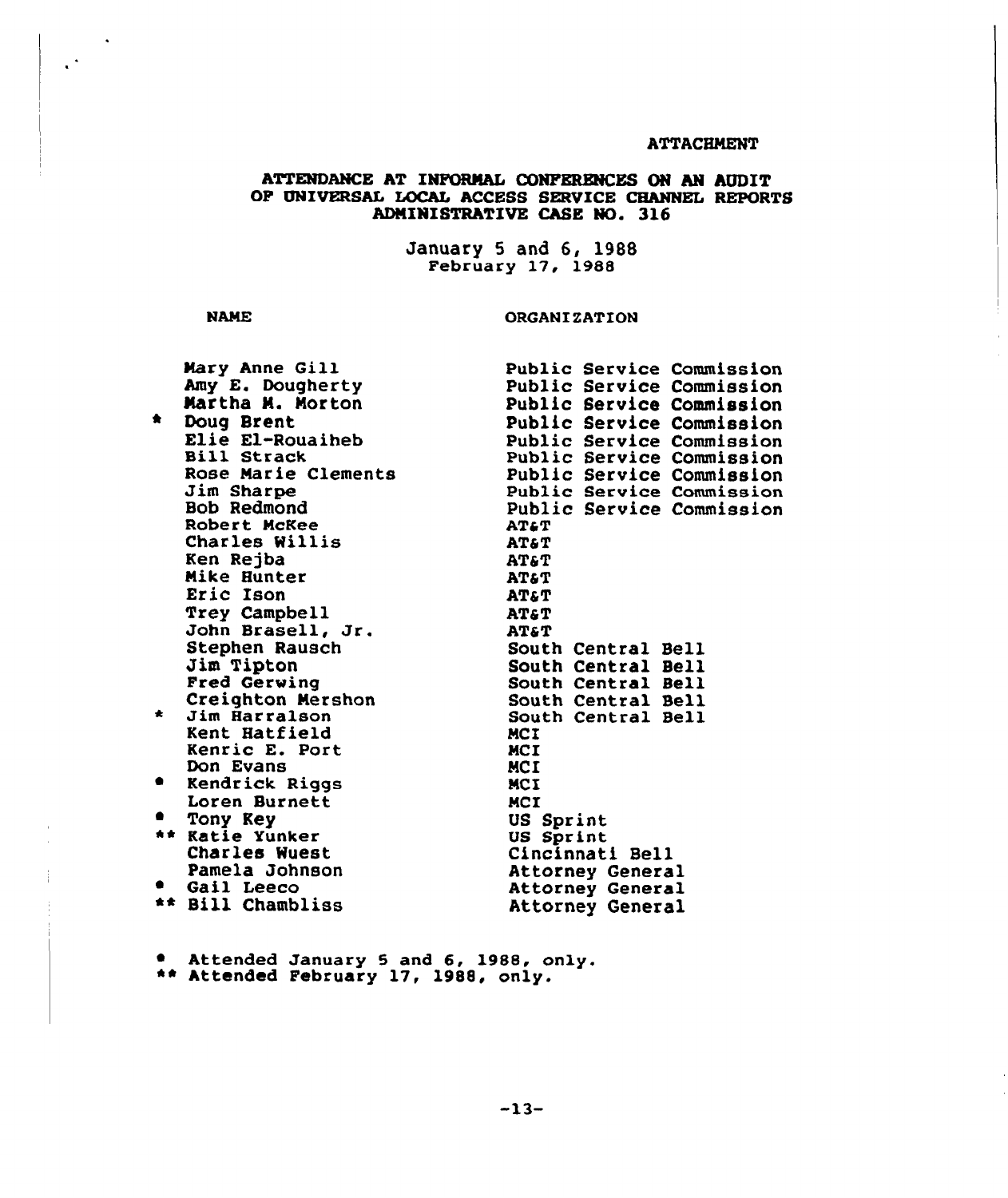ATTACHMENT

## ATTENDANCE AT INFORMAL CONFERENCES ON AN AUDIT OF UNIVERSAL LOCAL ACCESS SERVICE CHANNEL REPORTS ADMINISTRATIVE CASE NO. 316

January 5 and 6, 1988
February 17, 1988

| NAME | ORGANIZATION |
|---|---|
| Mary Anne Gill | Public Service Commission |
| Amy E. Dougherty | Public Service Commission |
| Martha M. Morton | Public Service Commission |
| * Doug Brent | Public Service Commission |
| Elie El-Rouaiheb | Public Service Commission |
| Bill Strack | Public Service Commission |
| Rose Marie Clements | Public Service Commission |
| Jim Sharpe | Public Service Commission |
| Bob Redmond | Public Service Commission |
| Robert McKee | AT&T |
| Charles Willis | AT&T |
| Ken Rejba | AT&T |
| Mike Hunter | AT&T |
| Eric Ison | AT&T |
| Trey Campbell | AT&T |
| John Brasell, Jr. | AT&T |
| Stephen Rausch | South Central Bell |
| Jim Tipton | South Central Bell |
| Fred Gerwing | South Central Bell |
| Creighton Mershon | South Central Bell |
| * Jim Harralson | South Central Bell |
| Kent Hatfield | MCI |
| Kenric E. Port | MCI |
| Don Evans | MCI |
| * Kendrick Riggs | MCI |
| Loren Burnett | MCI |
| * Tony Key | US Sprint |
| ** Katie Yunker | US Sprint |
| Charles Wuest | Cincinnati Bell |
| Pamela Johnson | Attorney General |
| * Gail Leeco | Attorney General |
| ** Bill Chambliss | Attorney General |

\* Attended January 5 and 6, 1988, only.
\*\* Attended February 17, 1988, only.